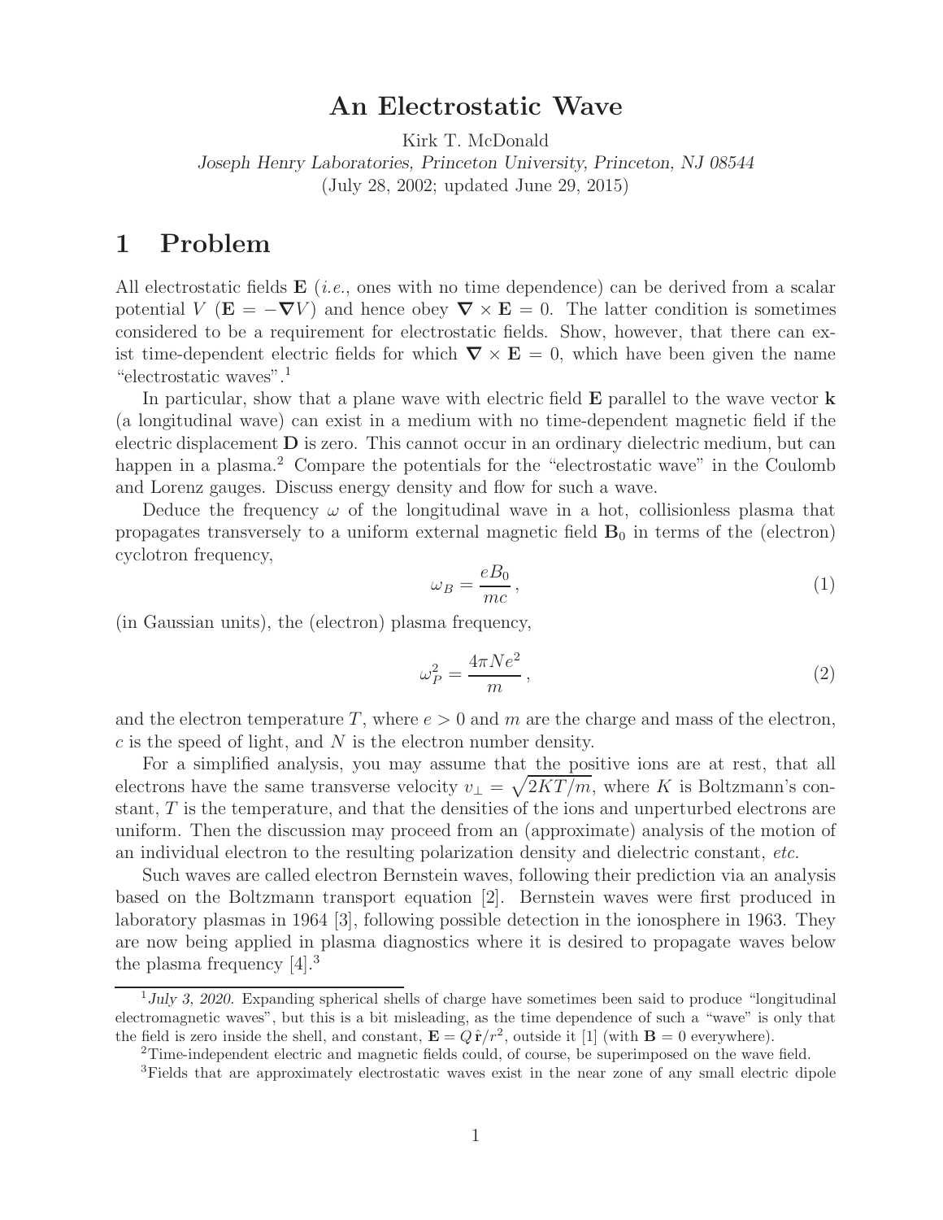# An Electrostatic Wave

Kirk T. McDonald

*Joseph Henry Laboratories, Princeton University, Princeton, NJ 08544*

(July 28, 2002; updated June 29, 2015)

## 1 Problem

All electrostatic fields $\mathbf{E}$ (*i.e.*, ones with no time dependence) can be derived from a scalar potential $V$ ($\mathbf{E} = -\boldsymbol{\nabla} V$) and hence obey $\boldsymbol{\nabla} \times \mathbf{E} = 0$. The latter condition is sometimes considered to be a requirement for electrostatic fields. Show, however, that there can exist time-dependent electric fields for which $\boldsymbol{\nabla} \times \mathbf{E} = 0$, which have been given the name "electrostatic waves".[1]

In particular, show that a plane wave with electric field $\mathbf{E}$ parallel to the wave vector $\mathbf{k}$ (a longitudinal wave) can exist in a medium with no time-dependent magnetic field if the electric displacement $\mathbf{D}$ is zero. This cannot occur in an ordinary dielectric medium, but can happen in a plasma.[2] Compare the potentials for the "electrostatic wave" in the Coulomb and Lorenz gauges. Discuss energy density and flow for such a wave.

Deduce the frequency $\omega$ of the longitudinal wave in a hot, collisionless plasma that propagates transversely to a uniform external magnetic field $\mathbf{B}_0$ in terms of the (electron) cyclotron frequency,

$$\omega_B = \frac{eB_0}{mc}\,, \tag{1}$$

(in Gaussian units), the (electron) plasma frequency,

$$\omega_P^2 = \frac{4\pi N e^2}{m}\,, \tag{2}$$

and the electron temperature $T$, where $e > 0$ and $m$ are the charge and mass of the electron, $c$ is the speed of light, and $N$ is the electron number density.

For a simplified analysis, you may assume that the positive ions are at rest, that all electrons have the same transverse velocity $v_\perp = \sqrt{2KT/m}$, where $K$ is Boltzmann's constant, $T$ is the temperature, and that the densities of the ions and unperturbed electrons are uniform. Then the discussion may proceed from an (approximate) analysis of the motion of an individual electron to the resulting polarization density and dielectric constant, *etc.*

Such waves are called electron Bernstein waves, following their prediction via an analysis based on the Boltzmann transport equation [2]. Bernstein waves were first produced in laboratory plasmas in 1964 [3], following possible detection in the ionosphere in 1963. They are now being applied in plasma diagnostics where it is desired to propagate waves below the plasma frequency [4].[3]

---

[1] *July 3, 2020.* Expanding spherical shells of charge have sometimes been said to produce "longitudinal electromagnetic waves", but this is a bit misleading, as the time dependence of such a "wave" is only that the field is zero inside the shell, and constant, $\mathbf{E} = Q\,\hat{\mathbf{r}}/r^2$, outside it [1] (with $\mathbf{B} = 0$ everywhere).

[2] Time-independent electric and magnetic fields could, of course, be superimposed on the wave field.

[3] Fields that are approximately electrostatic waves exist in the near zone of any small electric dipole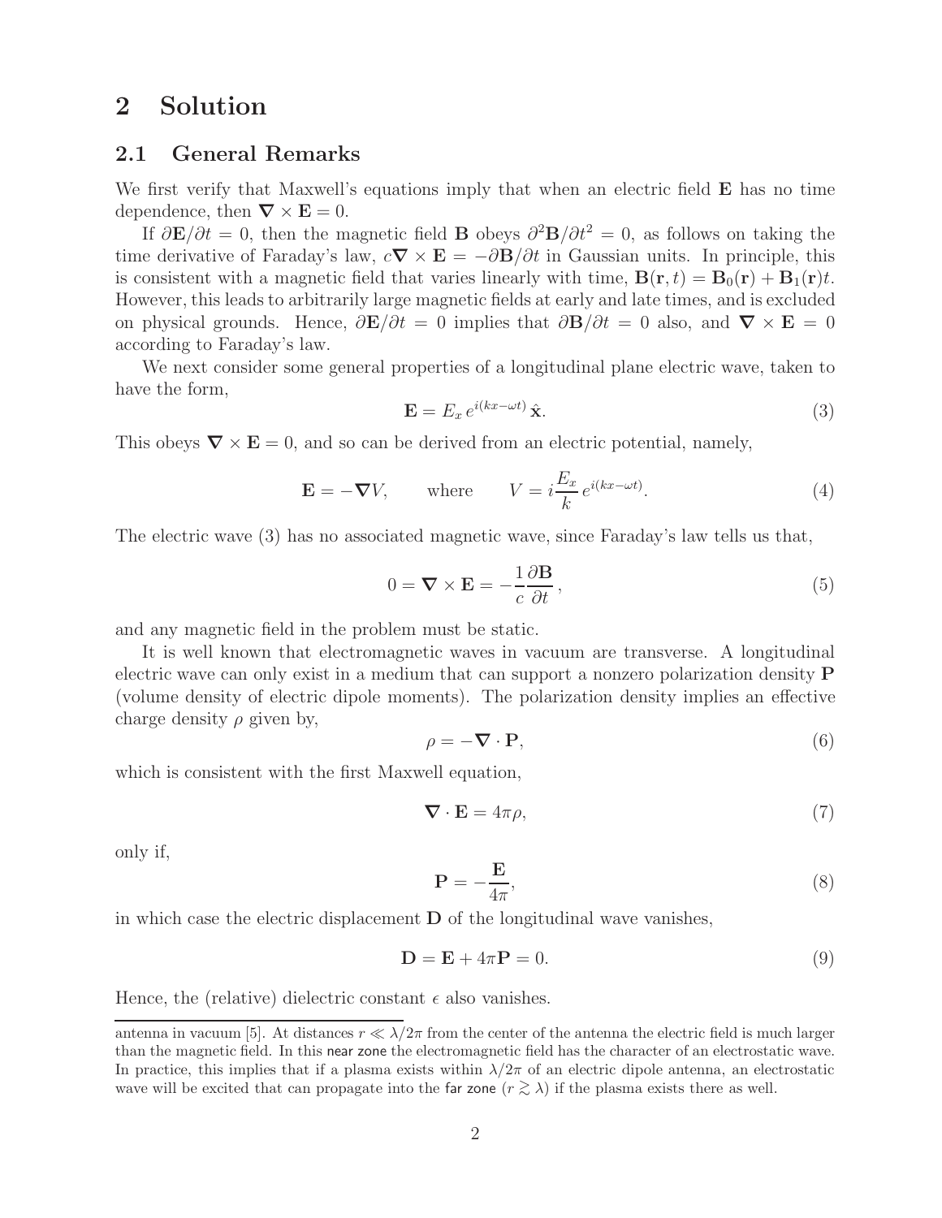# 2 Solution

## 2.1 General Remarks

We first verify that Maxwell's equations imply that when an electric field $\mathbf{E}$ has no time dependence, then $\boldsymbol{\nabla} \times \mathbf{E} = 0$.

If $\partial \mathbf{E}/\partial t = 0$, then the magnetic field $\mathbf{B}$ obeys $\partial^2 \mathbf{B}/\partial t^2 = 0$, as follows on taking the time derivative of Faraday's law, $c\boldsymbol{\nabla} \times \mathbf{E} = -\partial \mathbf{B}/\partial t$ in Gaussian units. In principle, this is consistent with a magnetic field that varies linearly with time, $\mathbf{B}(\mathbf{r}, t) = \mathbf{B}_0(\mathbf{r}) + \mathbf{B}_1(\mathbf{r})t$. However, this leads to arbitrarily large magnetic fields at early and late times, and is excluded on physical grounds. Hence, $\partial \mathbf{E}/\partial t = 0$ implies that $\partial \mathbf{B}/\partial t = 0$ also, and $\boldsymbol{\nabla} \times \mathbf{E} = 0$ according to Faraday's law.

We next consider some general properties of a longitudinal plane electric wave, taken to have the form,

$$\mathbf{E} = E_x \, e^{i(kx - \omega t)} \, \hat{\mathbf{x}}. \tag{3}$$

This obeys $\boldsymbol{\nabla} \times \mathbf{E} = 0$, and so can be derived from an electric potential, namely,

$$\mathbf{E} = -\boldsymbol{\nabla} V, \qquad \text{where} \qquad V = i\frac{E_x}{k} \, e^{i(kx - \omega t)}. \tag{4}$$

The electric wave (3) has no associated magnetic wave, since Faraday's law tells us that,

$$0 = \boldsymbol{\nabla} \times \mathbf{E} = -\frac{1}{c}\frac{\partial \mathbf{B}}{\partial t}\,, \tag{5}$$

and any magnetic field in the problem must be static.

It is well known that electromagnetic waves in vacuum are transverse. A longitudinal electric wave can only exist in a medium that can support a nonzero polarization density $\mathbf{P}$ (volume density of electric dipole moments). The polarization density implies an effective charge density $\rho$ given by,

$$\rho = -\boldsymbol{\nabla} \cdot \mathbf{P}, \tag{6}$$

which is consistent with the first Maxwell equation,

$$\boldsymbol{\nabla} \cdot \mathbf{E} = 4\pi\rho, \tag{7}$$

only if,

$$\mathbf{P} = -\frac{\mathbf{E}}{4\pi}, \tag{8}$$

in which case the electric displacement $\mathbf{D}$ of the longitudinal wave vanishes,

$$\mathbf{D} = \mathbf{E} + 4\pi\mathbf{P} = 0. \tag{9}$$

Hence, the (relative) dielectric constant $\epsilon$ also vanishes.

antenna in vacuum [5]. At distances $r \ll \lambda/2\pi$ from the center of the antenna the electric field is much larger than the magnetic field. In this near zone the electromagnetic field has the character of an electrostatic wave. In practice, this implies that if a plasma exists within $\lambda/2\pi$ of an electric dipole antenna, an electrostatic wave will be excited that can propagate into the far zone ($r \gtrsim \lambda$) if the plasma exists there as well.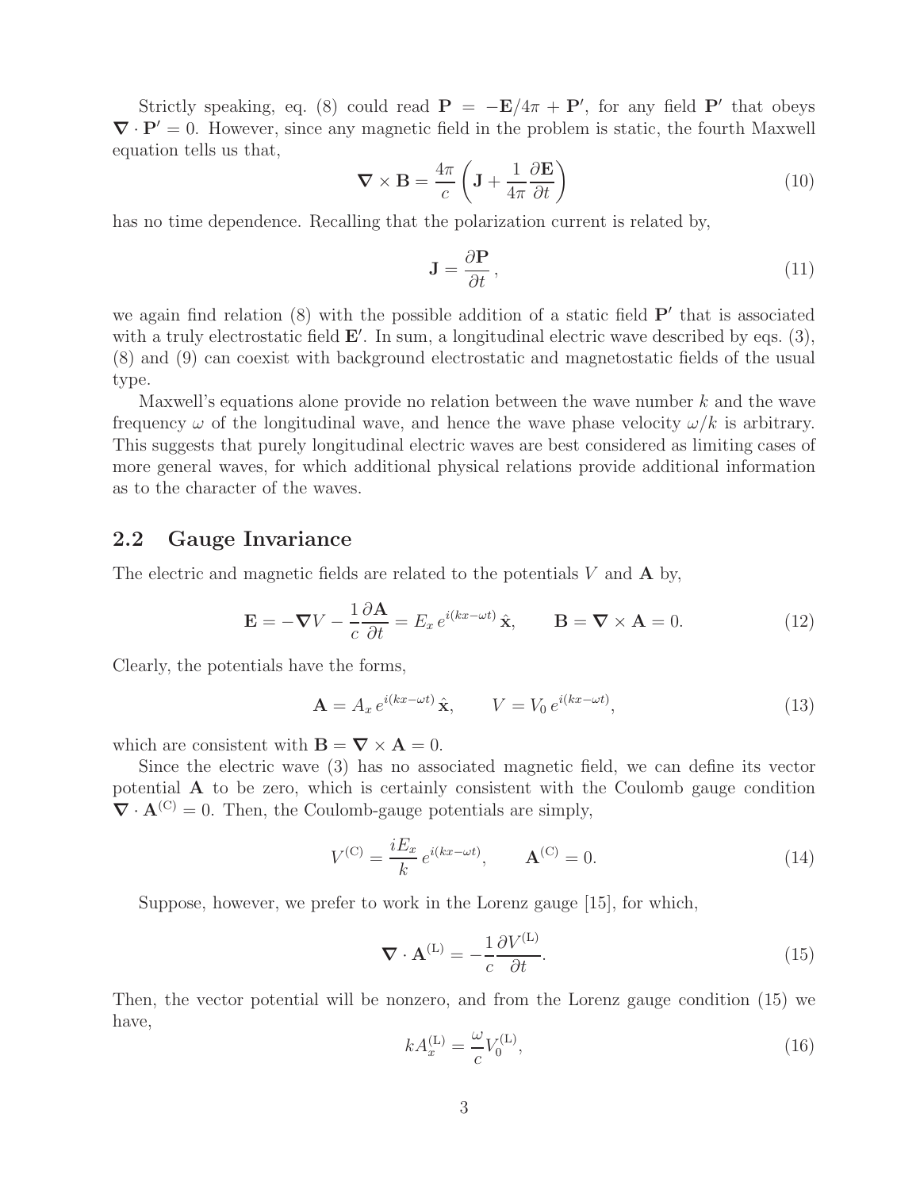Strictly speaking, eq. (8) could read $\mathbf{P} = -\mathbf{E}/4\pi + \mathbf{P}'$, for any field $\mathbf{P}'$ that obeys $\nabla \cdot \mathbf{P}' = 0$. However, since any magnetic field in the problem is static, the fourth Maxwell equation tells us that,

$$\nabla \times \mathbf{B} = \frac{4\pi}{c}\left(\mathbf{J} + \frac{1}{4\pi}\frac{\partial \mathbf{E}}{\partial t}\right) \tag{10}$$

has no time dependence. Recalling that the polarization current is related by,

$$\mathbf{J} = \frac{\partial \mathbf{P}}{\partial t}, \tag{11}$$

we again find relation (8) with the possible addition of a static field $\mathbf{P}'$ that is associated with a truly electrostatic field $\mathbf{E}'$. In sum, a longitudinal electric wave described by eqs. (3), (8) and (9) can coexist with background electrostatic and magnetostatic fields of the usual type.

Maxwell's equations alone provide no relation between the wave number $k$ and the wave frequency $\omega$ of the longitudinal wave, and hence the wave phase velocity $\omega/k$ is arbitrary. This suggests that purely longitudinal electric waves are best considered as limiting cases of more general waves, for which additional physical relations provide additional information as to the character of the waves.

## 2.2 Gauge Invariance

The electric and magnetic fields are related to the potentials $V$ and $\mathbf{A}$ by,

$$\mathbf{E} = -\nabla V - \frac{1}{c}\frac{\partial \mathbf{A}}{\partial t} = E_x\, e^{i(kx-\omega t)}\,\hat{\mathbf{x}}, \qquad \mathbf{B} = \nabla \times \mathbf{A} = 0. \tag{12}$$

Clearly, the potentials have the forms,

$$\mathbf{A} = A_x\, e^{i(kx-\omega t)}\,\hat{\mathbf{x}}, \qquad V = V_0\, e^{i(kx-\omega t)}, \tag{13}$$

which are consistent with $\mathbf{B} = \nabla \times \mathbf{A} = 0$.

Since the electric wave (3) has no associated magnetic field, we can define its vector potential $\mathbf{A}$ to be zero, which is certainly consistent with the Coulomb gauge condition $\nabla \cdot \mathbf{A}^{(\mathrm{C})} = 0$. Then, the Coulomb-gauge potentials are simply,

$$V^{(\mathrm{C})} = \frac{iE_x}{k}\, e^{i(kx-\omega t)}, \qquad \mathbf{A}^{(\mathrm{C})} = 0. \tag{14}$$

Suppose, however, we prefer to work in the Lorenz gauge [15], for which,

$$\nabla \cdot \mathbf{A}^{(\mathrm{L})} = -\frac{1}{c}\frac{\partial V^{(\mathrm{L})}}{\partial t}. \tag{15}$$

Then, the vector potential will be nonzero, and from the Lorenz gauge condition (15) we have,

$$kA_x^{(\mathrm{L})} = \frac{\omega}{c} V_0^{(\mathrm{L})}, \tag{16}$$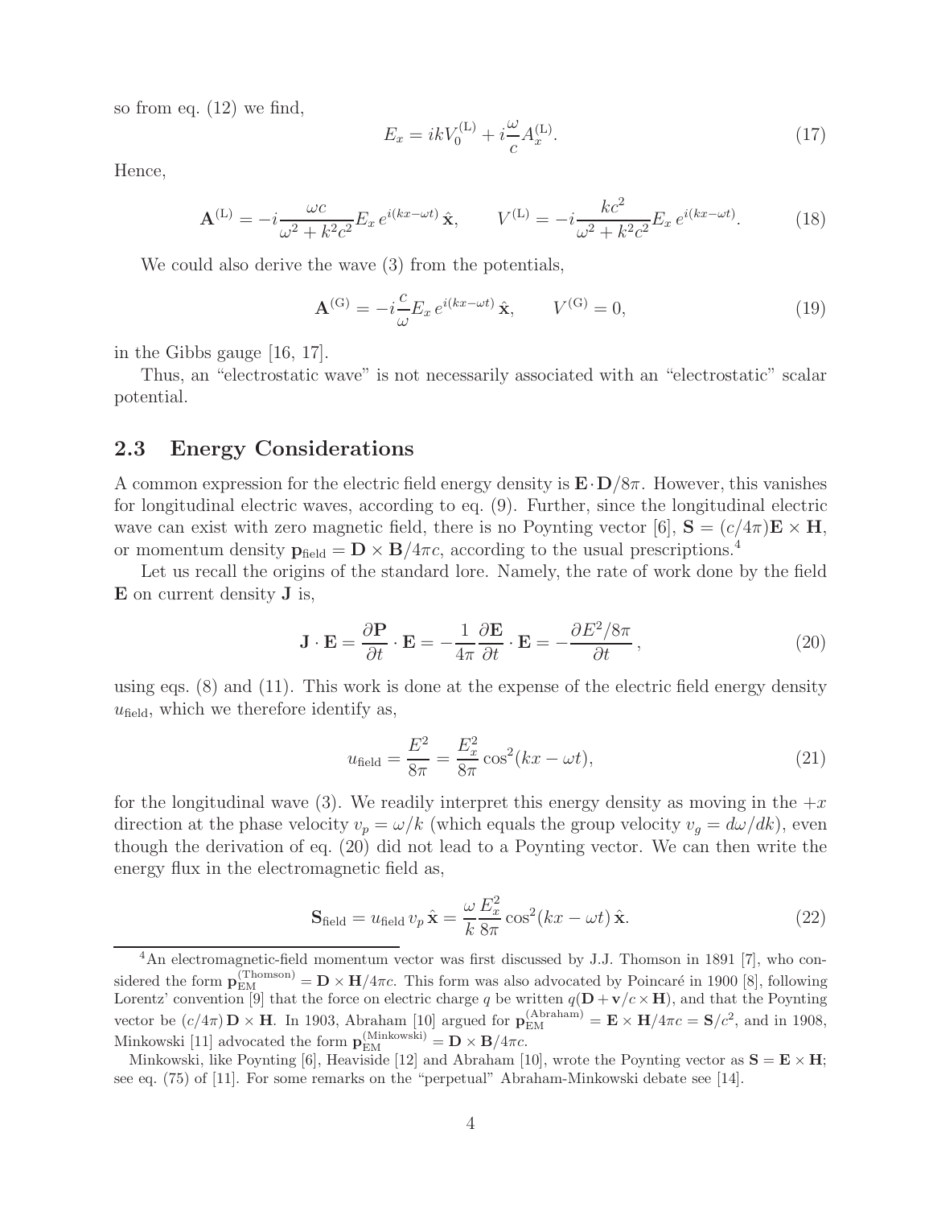so from eq. (12) we find,

$$E_x = ikV_0^{(\mathrm{L})} + i\frac{\omega}{c}A_x^{(\mathrm{L})}. \tag{17}$$

Hence,

$$\mathbf{A}^{(\mathrm{L})} = -i\frac{\omega c}{\omega^2 + k^2c^2}E_x\, e^{i(kx-\omega t)}\,\hat{\mathbf{x}}, \qquad V^{(\mathrm{L})} = -i\frac{kc^2}{\omega^2 + k^2c^2}E_x\, e^{i(kx-\omega t)}. \tag{18}$$

We could also derive the wave (3) from the potentials,

$$\mathbf{A}^{(\mathrm{G})} = -i\frac{c}{\omega}E_x\, e^{i(kx-\omega t)}\,\hat{\mathbf{x}}, \qquad V^{(\mathrm{G})} = 0, \tag{19}$$

in the Gibbs gauge [16, 17].

Thus, an "electrostatic wave" is not necessarily associated with an "electrostatic" scalar potential.

## 2.3 Energy Considerations

A common expression for the electric field energy density is $\mathbf{E}\cdot\mathbf{D}/8\pi$. However, this vanishes for longitudinal electric waves, according to eq. (9). Further, since the longitudinal electric wave can exist with zero magnetic field, there is no Poynting vector [6], $\mathbf{S} = (c/4\pi)\mathbf{E}\times\mathbf{H}$, or momentum density $\mathbf{p}_{\mathrm{field}} = \mathbf{D}\times\mathbf{B}/4\pi c$, according to the usual prescriptions.[4]

Let us recall the origins of the standard lore. Namely, the rate of work done by the field $\mathbf{E}$ on current density $\mathbf{J}$ is,

$$\mathbf{J}\cdot\mathbf{E} = \frac{\partial \mathbf{P}}{\partial t}\cdot\mathbf{E} = -\frac{1}{4\pi}\frac{\partial \mathbf{E}}{\partial t}\cdot\mathbf{E} = -\frac{\partial E^2/8\pi}{\partial t}, \tag{20}$$

using eqs. (8) and (11). This work is done at the expense of the electric field energy density $u_{\mathrm{field}}$, which we therefore identify as,

$$u_{\mathrm{field}} = \frac{E^2}{8\pi} = \frac{E_x^2}{8\pi}\cos^2(kx-\omega t), \tag{21}$$

for the longitudinal wave (3). We readily interpret this energy density as moving in the $+x$ direction at the phase velocity $v_p = \omega/k$ (which equals the group velocity $v_g = d\omega/dk$), even though the derivation of eq. (20) did not lead to a Poynting vector. We can then write the energy flux in the electromagnetic field as,

$$\mathbf{S}_{\mathrm{field}} = u_{\mathrm{field}}\, v_p\,\hat{\mathbf{x}} = \frac{\omega}{k}\frac{E_x^2}{8\pi}\cos^2(kx-\omega t)\,\hat{\mathbf{x}}. \tag{22}$$

---

[4] An electromagnetic-field momentum vector was first discussed by J.J. Thomson in 1891 [7], who considered the form $\mathbf{p}_{\mathrm{EM}}^{(\mathrm{Thomson})} = \mathbf{D}\times\mathbf{H}/4\pi c$. This form was also advocated by Poincaré in 1900 [8], following Lorentz' convention [9] that the force on electric charge $q$ be written $q(\mathbf{D} + \mathbf{v}/c\times\mathbf{H})$, and that the Poynting vector be $(c/4\pi)\,\mathbf{D}\times\mathbf{H}$. In 1903, Abraham [10] argued for $\mathbf{p}_{\mathrm{EM}}^{(\mathrm{Abraham})} = \mathbf{E}\times\mathbf{H}/4\pi c = \mathbf{S}/c^2$, and in 1908, Minkowski [11] advocated the form $\mathbf{p}_{\mathrm{EM}}^{(\mathrm{Minkowski})} = \mathbf{D}\times\mathbf{B}/4\pi c$.

Minkowski, like Poynting [6], Heaviside [12] and Abraham [10], wrote the Poynting vector as $\mathbf{S} = \mathbf{E}\times\mathbf{H}$; see eq. (75) of [11]. For some remarks on the "perpetual" Abraham-Minkowski debate see [14].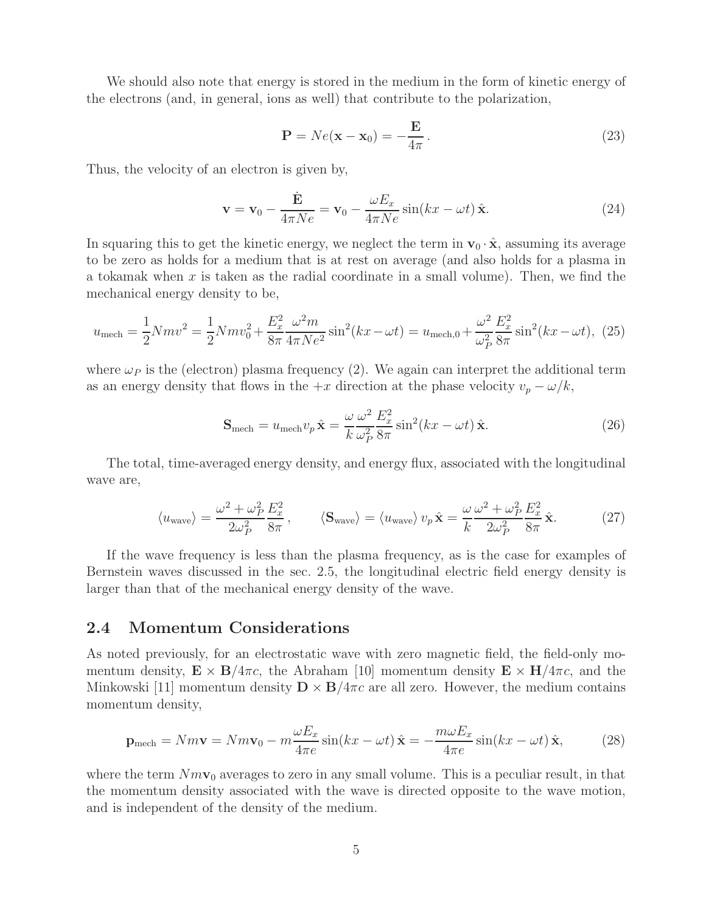We should also note that energy is stored in the medium in the form of kinetic energy of the electrons (and, in general, ions as well) that contribute to the polarization,

$$\mathbf{P} = Ne(\mathbf{x} - \mathbf{x}_0) = -\frac{\mathbf{E}}{4\pi}\,. \tag{23}$$

Thus, the velocity of an electron is given by,

$$\mathbf{v} = \mathbf{v}_0 - \frac{\dot{\mathbf{E}}}{4\pi Ne} = \mathbf{v}_0 - \frac{\omega E_x}{4\pi Ne}\sin(kx - \omega t)\,\hat{\mathbf{x}}. \tag{24}$$

In squaring this to get the kinetic energy, we neglect the term in $\mathbf{v}_0 \cdot \hat{\mathbf{x}}$, assuming its average to be zero as holds for a medium that is at rest on average (and also holds for a plasma in a tokamak when $x$ is taken as the radial coordinate in a small volume). Then, we find the mechanical energy density to be,

$$u_{\rm mech} = \frac{1}{2}Nmv^2 = \frac{1}{2}Nmv_0^2 + \frac{E_x^2}{8\pi}\frac{\omega^2 m}{4\pi Ne^2}\sin^2(kx - \omega t) = u_{\rm mech,0} + \frac{\omega^2}{\omega_P^2}\frac{E_x^2}{8\pi}\sin^2(kx - \omega t), \tag{25}$$

where $\omega_P$ is the (electron) plasma frequency (2). We again can interpret the additional term as an energy density that flows in the $+x$ direction at the phase velocity $v_p - \omega/k$,

$$\mathbf{S}_{\rm mech} = u_{\rm mech} v_p\,\hat{\mathbf{x}} = \frac{\omega}{k}\frac{\omega^2}{\omega_P^2}\frac{E_x^2}{8\pi}\sin^2(kx - \omega t)\,\hat{\mathbf{x}}. \tag{26}$$

The total, time-averaged energy density, and energy flux, associated with the longitudinal wave are,

$$\langle u_{\rm wave}\rangle = \frac{\omega^2 + \omega_P^2}{2\omega_P^2}\frac{E_x^2}{8\pi}\,, \qquad \langle \mathbf{S}_{\rm wave}\rangle = \langle u_{\rm wave}\rangle\, v_p\,\hat{\mathbf{x}} = \frac{\omega}{k}\frac{\omega^2 + \omega_P^2}{2\omega_P^2}\frac{E_x^2}{8\pi}\,\hat{\mathbf{x}}. \tag{27}$$

If the wave frequency is less than the plasma frequency, as is the case for examples of Bernstein waves discussed in the sec. 2.5, the longitudinal electric field energy density is larger than that of the mechanical energy density of the wave.

## 2.4 Momentum Considerations

As noted previously, for an electrostatic wave with zero magnetic field, the field-only momentum density, $\mathbf{E} \times \mathbf{B}/4\pi c$, the Abraham [10] momentum density $\mathbf{E} \times \mathbf{H}/4\pi c$, and the Minkowski [11] momentum density $\mathbf{D} \times \mathbf{B}/4\pi c$ are all zero. However, the medium contains momentum density,

$$\mathbf{p}_{\rm mech} = Nm\mathbf{v} = Nm\mathbf{v}_0 - m\frac{\omega E_x}{4\pi e}\sin(kx - \omega t)\,\hat{\mathbf{x}} = -\frac{m\omega E_x}{4\pi e}\sin(kx - \omega t)\,\hat{\mathbf{x}}, \tag{28}$$

where the term $Nm\mathbf{v}_0$ averages to zero in any small volume. This is a peculiar result, in that the momentum density associated with the wave is directed opposite to the wave motion, and is independent of the density of the medium.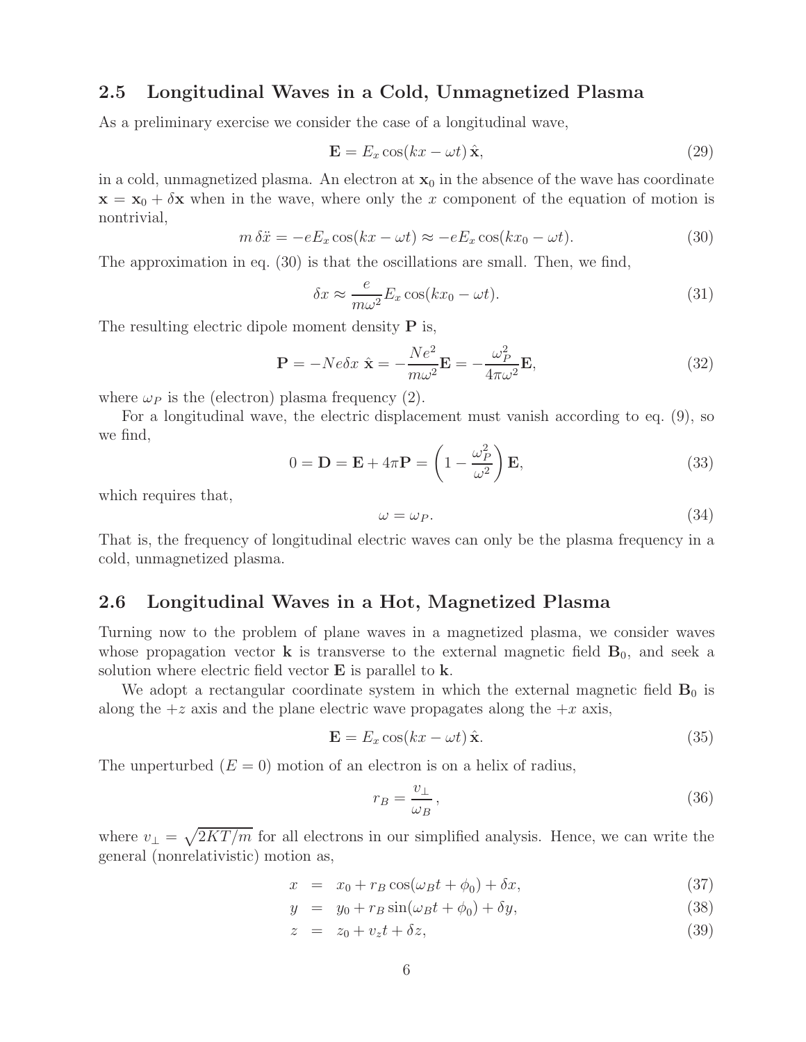## 2.5 Longitudinal Waves in a Cold, Unmagnetized Plasma

As a preliminary exercise we consider the case of a longitudinal wave,

$$\mathbf{E} = E_x \cos(kx - \omega t)\,\hat{\mathbf{x}}, \tag{29}$$

in a cold, unmagnetized plasma. An electron at $\mathbf{x}_0$ in the absence of the wave has coordinate $\mathbf{x} = \mathbf{x}_0 + \delta\mathbf{x}$ when in the wave, where only the $x$ component of the equation of motion is nontrivial,

$$m\,\delta\ddot{x} = -eE_x \cos(kx - \omega t) \approx -eE_x \cos(kx_0 - \omega t). \tag{30}$$

The approximation in eq. (30) is that the oscillations are small. Then, we find,

$$\delta x \approx \frac{e}{m\omega^2} E_x \cos(kx_0 - \omega t). \tag{31}$$

The resulting electric dipole moment density $\mathbf{P}$ is,

$$\mathbf{P} = -Ne\delta x\;\hat{\mathbf{x}} = -\frac{Ne^2}{m\omega^2}\mathbf{E} = -\frac{\omega_P^2}{4\pi\omega^2}\mathbf{E}, \tag{32}$$

where $\omega_P$ is the (electron) plasma frequency (2).

For a longitudinal wave, the electric displacement must vanish according to eq. (9), so we find,

$$0 = \mathbf{D} = \mathbf{E} + 4\pi\mathbf{P} = \left(1 - \frac{\omega_P^2}{\omega^2}\right)\mathbf{E}, \tag{33}$$

which requires that,

$$\omega = \omega_P. \tag{34}$$

That is, the frequency of longitudinal electric waves can only be the plasma frequency in a cold, unmagnetized plasma.

## 2.6 Longitudinal Waves in a Hot, Magnetized Plasma

Turning now to the problem of plane waves in a magnetized plasma, we consider waves whose propagation vector $\mathbf{k}$ is transverse to the external magnetic field $\mathbf{B}_0$, and seek a solution where electric field vector $\mathbf{E}$ is parallel to $\mathbf{k}$.

We adopt a rectangular coordinate system in which the external magnetic field $\mathbf{B}_0$ is along the $+z$ axis and the plane electric wave propagates along the $+x$ axis,

$$\mathbf{E} = E_x \cos(kx - \omega t)\,\hat{\mathbf{x}}. \tag{35}$$

The unperturbed ($E = 0$) motion of an electron is on a helix of radius,

$$r_B = \frac{v_\perp}{\omega_B}, \tag{36}$$

where $v_\perp = \sqrt{2KT/m}$ for all electrons in our simplified analysis. Hence, we can write the general (nonrelativistic) motion as,

$$x = x_0 + r_B \cos(\omega_B t + \phi_0) + \delta x, \tag{37}$$

$$y = y_0 + r_B \sin(\omega_B t + \phi_0) + \delta y, \tag{38}$$

$$z = z_0 + v_z t + \delta z, \tag{39}$$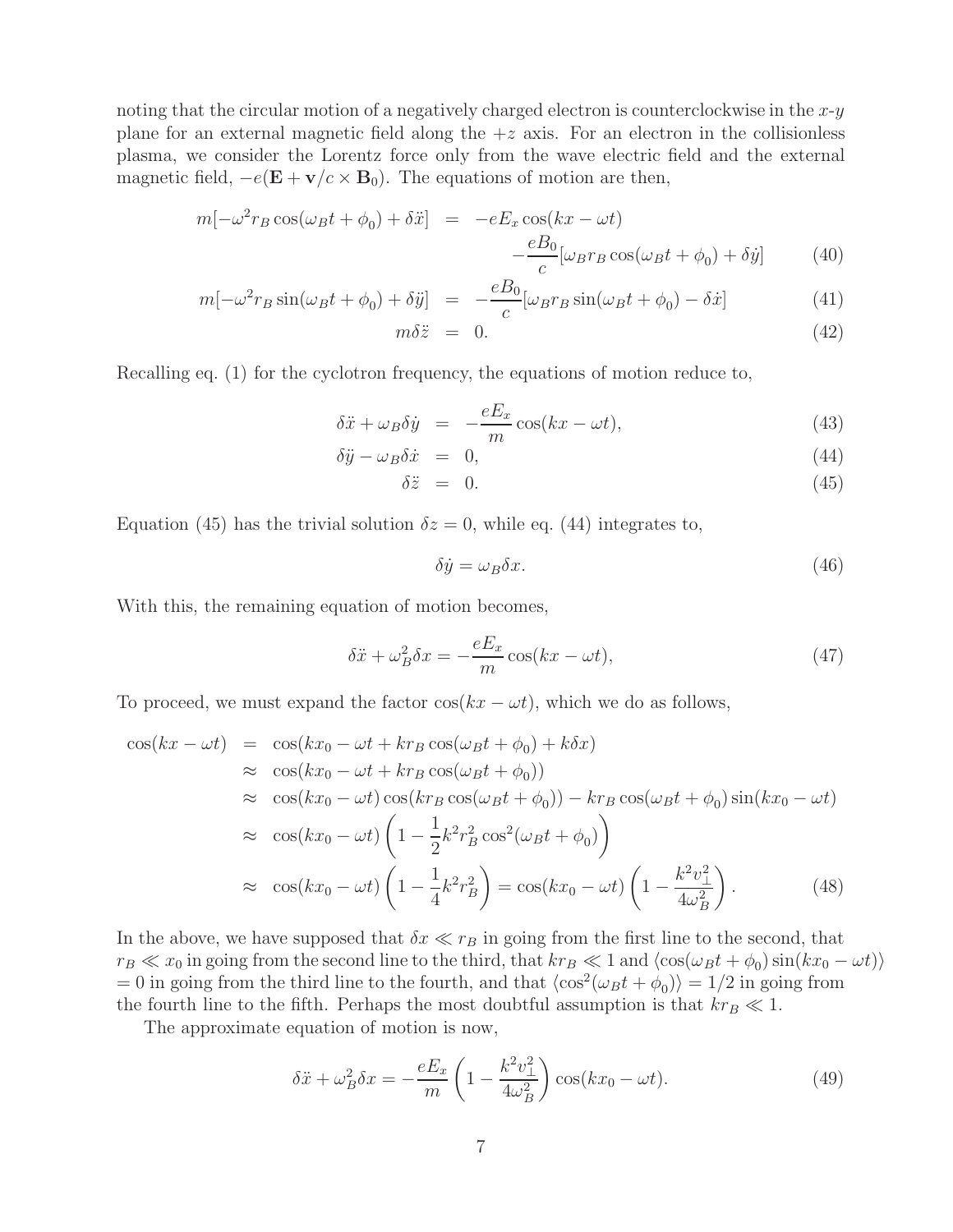noting that the circular motion of a negatively charged electron is counterclockwise in the $x$-$y$ plane for an external magnetic field along the $+z$ axis. For an electron in the collisionless plasma, we consider the Lorentz force only from the wave electric field and the external magnetic field, $-e(\mathbf{E} + \mathbf{v}/c \times \mathbf{B}_0)$. The equations of motion are then,

$$
\begin{aligned}
m[-\omega^2 r_B \cos(\omega_B t + \phi_0) + \delta\ddot{x}] &= -eE_x \cos(kx - \omega t) \\
&\quad -\frac{eB_0}{c}[\omega_B r_B \cos(\omega_B t + \phi_0) + \delta\dot{y}] \qquad (40) \\
m[-\omega^2 r_B \sin(\omega_B t + \phi_0) + \delta\ddot{y}] &= -\frac{eB_0}{c}[\omega_B r_B \sin(\omega_B t + \phi_0) - \delta\dot{x}] \qquad (41) \\
m\delta\ddot{z} &= 0. \qquad (42)
\end{aligned}
$$

Recalling eq. (1) for the cyclotron frequency, the equations of motion reduce to,

$$
\begin{aligned}
\delta\ddot{x} + \omega_B \delta\dot{y} &= -\frac{eE_x}{m}\cos(kx - \omega t), \qquad (43) \\
\delta\ddot{y} - \omega_B \delta\dot{x} &= 0, \qquad (44) \\
\delta\ddot{z} &= 0. \qquad (45)
\end{aligned}
$$

Equation (45) has the trivial solution $\delta z = 0$, while eq. (44) integrates to,

$$
\delta\dot{y} = \omega_B \delta x. \qquad (46)
$$

With this, the remaining equation of motion becomes,

$$
\delta\ddot{x} + \omega_B^2 \delta x = -\frac{eE_x}{m}\cos(kx - \omega t), \qquad (47)
$$

To proceed, we must expand the factor $\cos(kx - \omega t)$, which we do as follows,

$$
\begin{aligned}
\cos(kx - \omega t) &= \cos(kx_0 - \omega t + kr_B \cos(\omega_B t + \phi_0) + k\delta x) \\
&\approx \cos(kx_0 - \omega t + kr_B \cos(\omega_B t + \phi_0)) \\
&\approx \cos(kx_0 - \omega t)\cos(kr_B \cos(\omega_B t + \phi_0)) - kr_B \cos(\omega_B t + \phi_0)\sin(kx_0 - \omega t) \\
&\approx \cos(kx_0 - \omega t)\left(1 - \frac{1}{2}k^2 r_B^2 \cos^2(\omega_B t + \phi_0)\right) \\
&\approx \cos(kx_0 - \omega t)\left(1 - \frac{1}{4}k^2 r_B^2\right) = \cos(kx_0 - \omega t)\left(1 - \frac{k^2 v_\perp^2}{4\omega_B^2}\right). \qquad (48)
\end{aligned}
$$

In the above, we have supposed that $\delta x \ll r_B$ in going from the first line to the second, that $r_B \ll x_0$ in going from the second line to the third, that $kr_B \ll 1$ and $\langle \cos(\omega_B t + \phi_0)\sin(kx_0 - \omega t)\rangle = 0$ in going from the third line to the fourth, and that $\langle \cos^2(\omega_B t + \phi_0)\rangle = 1/2$ in going from the fourth line to the fifth. Perhaps the most doubtful assumption is that $kr_B \ll 1$.

The approximate equation of motion is now,

$$
\delta\ddot{x} + \omega_B^2 \delta x = -\frac{eE_x}{m}\left(1 - \frac{k^2 v_\perp^2}{4\omega_B^2}\right)\cos(kx_0 - \omega t). \qquad (49)
$$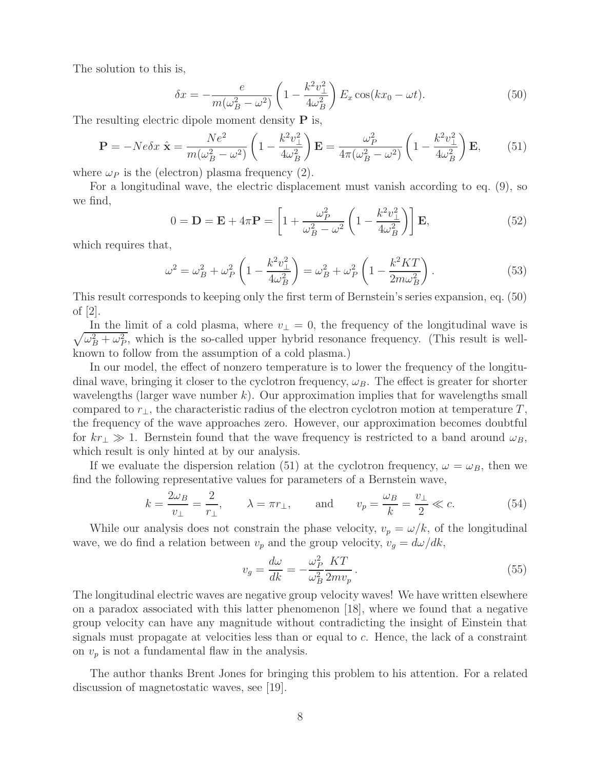The solution to this is,

$$\delta x = -\frac{e}{m(\omega_B^2 - \omega^2)} \left(1 - \frac{k^2 v_\perp^2}{4\omega_B^2}\right) E_x \cos(kx_0 - \omega t). \tag{50}$$

The resulting electric dipole moment density $\mathbf{P}$ is,

$$\mathbf{P} = -Ne\delta x\ \hat{\mathbf{x}} = \frac{Ne^2}{m(\omega_B^2 - \omega^2)} \left(1 - \frac{k^2 v_\perp^2}{4\omega_B^2}\right) \mathbf{E} = \frac{\omega_P^2}{4\pi(\omega_B^2 - \omega^2)} \left(1 - \frac{k^2 v_\perp^2}{4\omega_B^2}\right) \mathbf{E}, \tag{51}$$

where $\omega_P$ is the (electron) plasma frequency (2).

For a longitudinal wave, the electric displacement must vanish according to eq. (9), so we find,

$$0 = \mathbf{D} = \mathbf{E} + 4\pi \mathbf{P} = \left[1 + \frac{\omega_P^2}{\omega_B^2 - \omega^2} \left(1 - \frac{k^2 v_\perp^2}{4\omega_B^2}\right)\right] \mathbf{E}, \tag{52}$$

which requires that,

$$\omega^2 = \omega_B^2 + \omega_P^2 \left(1 - \frac{k^2 v_\perp^2}{4\omega_B^2}\right) = \omega_B^2 + \omega_P^2 \left(1 - \frac{k^2 KT}{2m\omega_B^2}\right). \tag{53}$$

This result corresponds to keeping only the first term of Bernstein's series expansion, eq. (50) of [2].

In the limit of a cold plasma, where $v_\perp = 0$, the frequency of the longitudinal wave is $\sqrt{\omega_B^2 + \omega_P^2}$, which is the so-called upper hybrid resonance frequency. (This result is well-known to follow from the assumption of a cold plasma.)

In our model, the effect of nonzero temperature is to lower the frequency of the longitudinal wave, bringing it closer to the cyclotron frequency, $\omega_B$. The effect is greater for shorter wavelengths (larger wave number $k$). Our approximation implies that for wavelengths small compared to $r_\perp$, the characteristic radius of the electron cyclotron motion at temperature $T$, the frequency of the wave approaches zero. However, our approximation becomes doubtful for $kr_\perp \gg 1$. Bernstein found that the wave frequency is restricted to a band around $\omega_B$, which result is only hinted at by our analysis.

If we evaluate the dispersion relation (51) at the cyclotron frequency, $\omega = \omega_B$, then we find the following representative values for parameters of a Bernstein wave,

$$k = \frac{2\omega_B}{v_\perp} = \frac{2}{r_\perp}, \qquad \lambda = \pi r_\perp, \qquad \text{and} \qquad v_p = \frac{\omega_B}{k} = \frac{v_\perp}{2} \ll c. \tag{54}$$

While our analysis does not constrain the phase velocity, $v_p = \omega/k$, of the longitudinal wave, we do find a relation between $v_p$ and the group velocity, $v_g = d\omega/dk$,

$$v_g = \frac{d\omega}{dk} = -\frac{\omega_P^2}{\omega_B^2} \frac{KT}{2mv_p}. \tag{55}$$

The longitudinal electric waves are negative group velocity waves! We have written elsewhere on a paradox associated with this latter phenomenon [18], where we found that a negative group velocity can have any magnitude without contradicting the insight of Einstein that signals must propagate at velocities less than or equal to $c$. Hence, the lack of a constraint on $v_p$ is not a fundamental flaw in the analysis.

The author thanks Brent Jones for bringing this problem to his attention. For a related discussion of magnetostatic waves, see [19].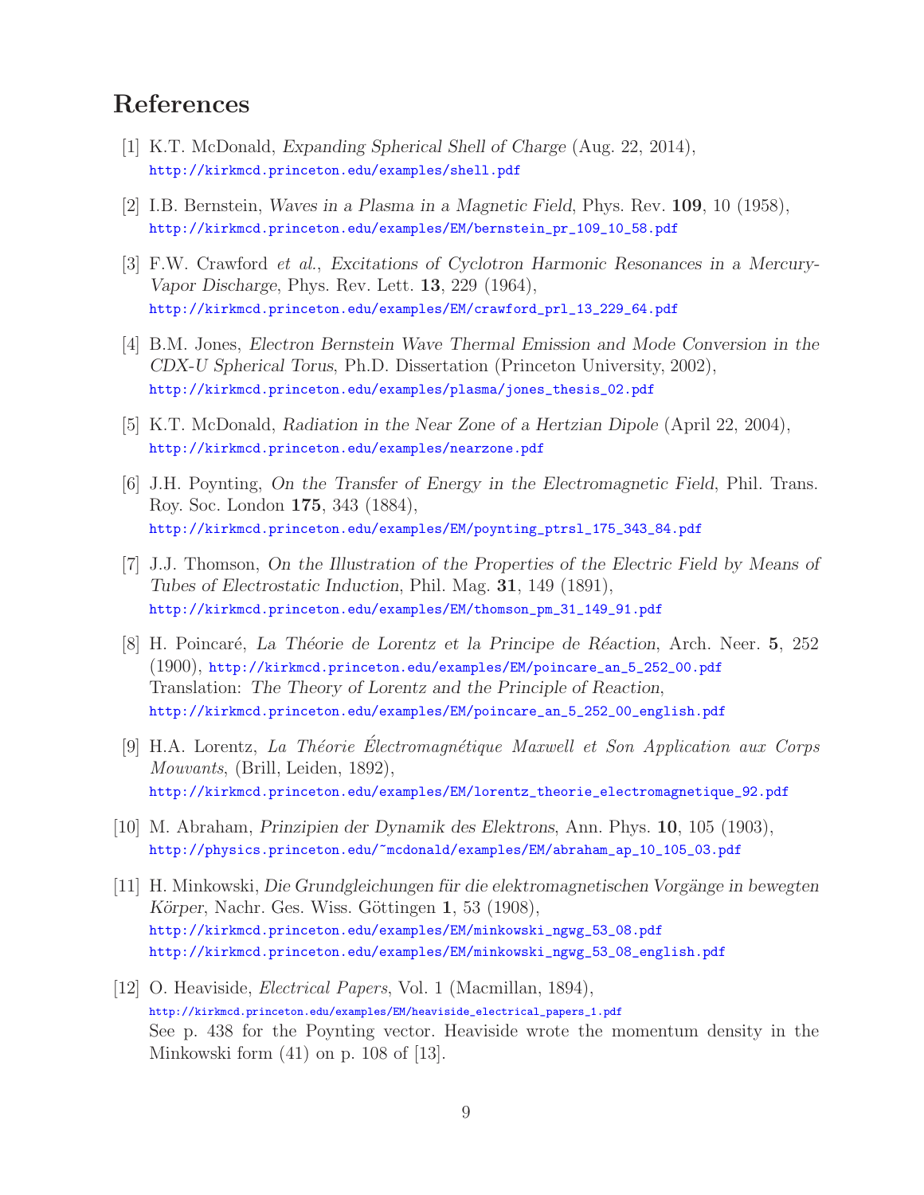## References

[1] K.T. McDonald, *Expanding Spherical Shell of Charge* (Aug. 22, 2014),
http://kirkmcd.princeton.edu/examples/shell.pdf

[2] I.B. Bernstein, *Waves in a Plasma in a Magnetic Field*, Phys. Rev. **109**, 10 (1958),
http://kirkmcd.princeton.edu/examples/EM/bernstein_pr_109_10_58.pdf

[3] F.W. Crawford *et al.*, *Excitations of Cyclotron Harmonic Resonances in a Mercury-Vapor Discharge*, Phys. Rev. Lett. **13**, 229 (1964),
http://kirkmcd.princeton.edu/examples/EM/crawford_prl_13_229_64.pdf

[4] B.M. Jones, *Electron Bernstein Wave Thermal Emission and Mode Conversion in the CDX-U Spherical Torus*, Ph.D. Dissertation (Princeton University, 2002),
http://kirkmcd.princeton.edu/examples/plasma/jones_thesis_02.pdf

[5] K.T. McDonald, *Radiation in the Near Zone of a Hertzian Dipole* (April 22, 2004),
http://kirkmcd.princeton.edu/examples/nearzone.pdf

[6] J.H. Poynting, *On the Transfer of Energy in the Electromagnetic Field*, Phil. Trans. Roy. Soc. London **175**, 343 (1884),
http://kirkmcd.princeton.edu/examples/EM/poynting_ptrsl_175_343_84.pdf

[7] J.J. Thomson, *On the Illustration of the Properties of the Electric Field by Means of Tubes of Electrostatic Induction*, Phil. Mag. **31**, 149 (1891),
http://kirkmcd.princeton.edu/examples/EM/thomson_pm_31_149_91.pdf

[8] H. Poincaré, *La Théorie de Lorentz et la Principe de Réaction*, Arch. Neer. **5**, 252 (1900), http://kirkmcd.princeton.edu/examples/EM/poincare_an_5_252_00.pdf
Translation: *The Theory of Lorentz and the Principle of Reaction*,
http://kirkmcd.princeton.edu/examples/EM/poincare_an_5_252_00_english.pdf

[9] H.A. Lorentz, *La Théorie Électromagnétique Maxwell et Son Application aux Corps Mouvants*, (Brill, Leiden, 1892),
http://kirkmcd.princeton.edu/examples/EM/lorentz_theorie_electromagnetique_92.pdf

[10] M. Abraham, *Prinzipien der Dynamik des Elektrons*, Ann. Phys. **10**, 105 (1903),
http://physics.princeton.edu/~mcdonald/examples/EM/abraham_ap_10_105_03.pdf

[11] H. Minkowski, *Die Grundgleichungen für die elektromagnetischen Vorgänge in bewegten Körper*, Nachr. Ges. Wiss. Göttingen **1**, 53 (1908),
http://kirkmcd.princeton.edu/examples/EM/minkowski_ngwg_53_08.pdf
http://kirkmcd.princeton.edu/examples/EM/minkowski_ngwg_53_08_english.pdf

[12] O. Heaviside, *Electrical Papers*, Vol. 1 (Macmillan, 1894),
http://kirkmcd.princeton.edu/examples/EM/heaviside_electrical_papers_1.pdf
See p. 438 for the Poynting vector. Heaviside wrote the momentum density in the Minkowski form (41) on p. 108 of [13].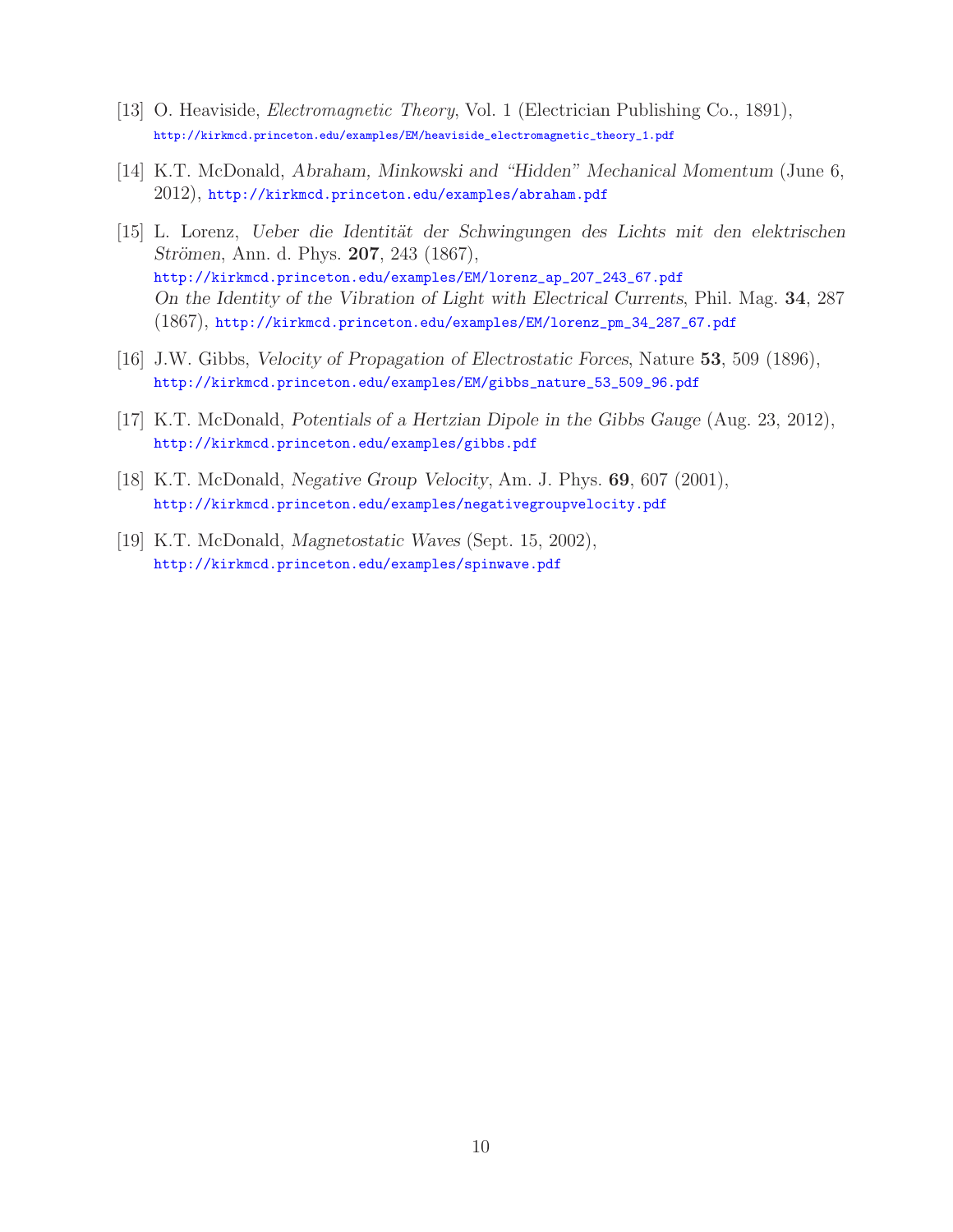[13] O. Heaviside, *Electromagnetic Theory*, Vol. 1 (Electrician Publishing Co., 1891), http://kirkmcd.princeton.edu/examples/EM/heaviside_electromagnetic_theory_1.pdf

[14] K.T. McDonald, *Abraham, Minkowski and "Hidden" Mechanical Momentum* (June 6, 2012), http://kirkmcd.princeton.edu/examples/abraham.pdf

[15] L. Lorenz, *Ueber die Identität der Schwingungen des Lichts mit den elektrischen Strömen*, Ann. d. Phys. **207**, 243 (1867), http://kirkmcd.princeton.edu/examples/EM/lorenz_ap_207_243_67.pdf
*On the Identity of the Vibration of Light with Electrical Currents*, Phil. Mag. **34**, 287 (1867), http://kirkmcd.princeton.edu/examples/EM/lorenz_pm_34_287_67.pdf

[16] J.W. Gibbs, *Velocity of Propagation of Electrostatic Forces*, Nature **53**, 509 (1896), http://kirkmcd.princeton.edu/examples/EM/gibbs_nature_53_509_96.pdf

[17] K.T. McDonald, *Potentials of a Hertzian Dipole in the Gibbs Gauge* (Aug. 23, 2012), http://kirkmcd.princeton.edu/examples/gibbs.pdf

[18] K.T. McDonald, *Negative Group Velocity*, Am. J. Phys. **69**, 607 (2001), http://kirkmcd.princeton.edu/examples/negativegroupvelocity.pdf

[19] K.T. McDonald, *Magnetostatic Waves* (Sept. 15, 2002), http://kirkmcd.princeton.edu/examples/spinwave.pdf